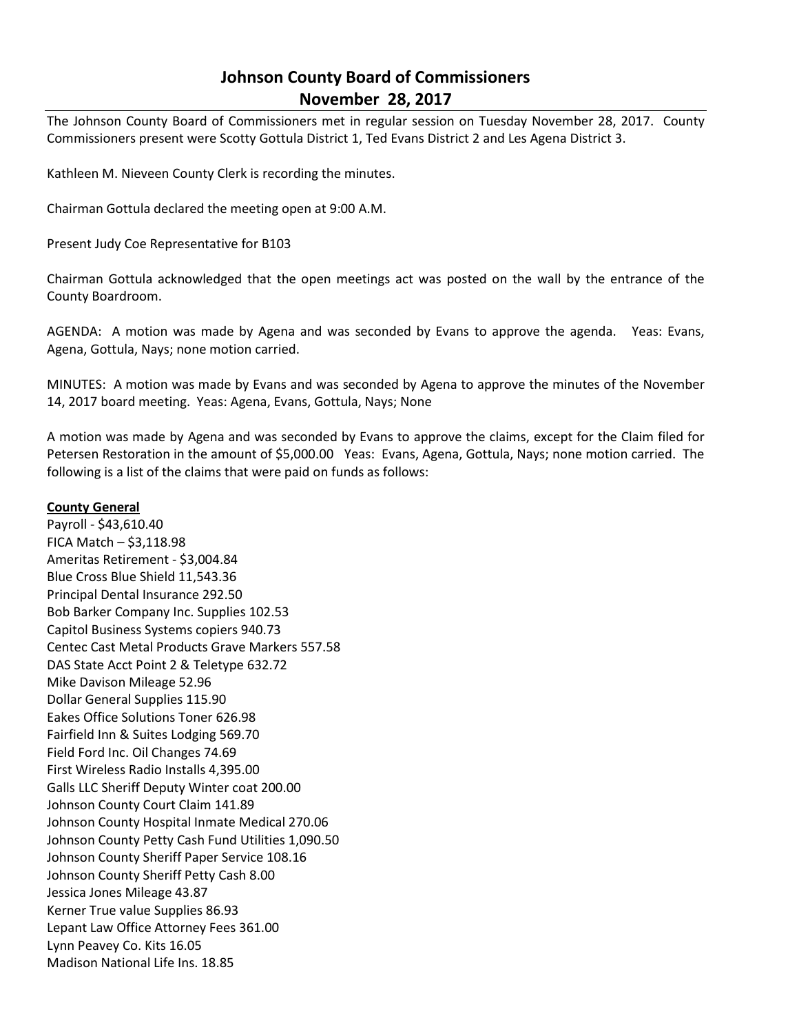# Johnson County Board of Commissioners
## November 28, 2017

The Johnson County Board of Commissioners met in regular session on Tuesday November 28, 2017. County Commissioners present were Scotty Gottula District 1, Ted Evans District 2 and Les Agena District 3.

Kathleen M. Nieveen County Clerk is recording the minutes.

Chairman Gottula declared the meeting open at 9:00 A.M.

Present Judy Coe Representative for B103

Chairman Gottula acknowledged that the open meetings act was posted on the wall by the entrance of the County Boardroom.

AGENDA: A motion was made by Agena and was seconded by Evans to approve the agenda. Yeas: Evans, Agena, Gottula, Nays; none motion carried.

MINUTES: A motion was made by Evans and was seconded by Agena to approve the minutes of the November 14, 2017 board meeting. Yeas: Agena, Evans, Gottula, Nays; None

A motion was made by Agena and was seconded by Evans to approve the claims, except for the Claim filed for Petersen Restoration in the amount of $5,000.00 Yeas: Evans, Agena, Gottula, Nays; none motion carried. The following is a list of the claims that were paid on funds as follows:

**County General**

Payroll - $43,610.40
FICA Match – $3,118.98
Ameritas Retirement - $3,004.84
Blue Cross Blue Shield 11,543.36
Principal Dental Insurance 292.50
Bob Barker Company Inc. Supplies 102.53
Capitol Business Systems copiers 940.73
Centec Cast Metal Products Grave Markers 557.58
DAS State Acct Point 2 & Teletype 632.72
Mike Davison Mileage 52.96
Dollar General Supplies 115.90
Eakes Office Solutions Toner 626.98
Fairfield Inn & Suites Lodging 569.70
Field Ford Inc. Oil Changes 74.69
First Wireless Radio Installs 4,395.00
Galls LLC Sheriff Deputy Winter coat 200.00
Johnson County Court Claim 141.89
Johnson County Hospital Inmate Medical 270.06
Johnson County Petty Cash Fund Utilities 1,090.50
Johnson County Sheriff Paper Service 108.16
Johnson County Sheriff Petty Cash 8.00
Jessica Jones Mileage 43.87
Kerner True value Supplies 86.93
Lepant Law Office Attorney Fees 361.00
Lynn Peavey Co. Kits 16.05
Madison National Life Ins. 18.85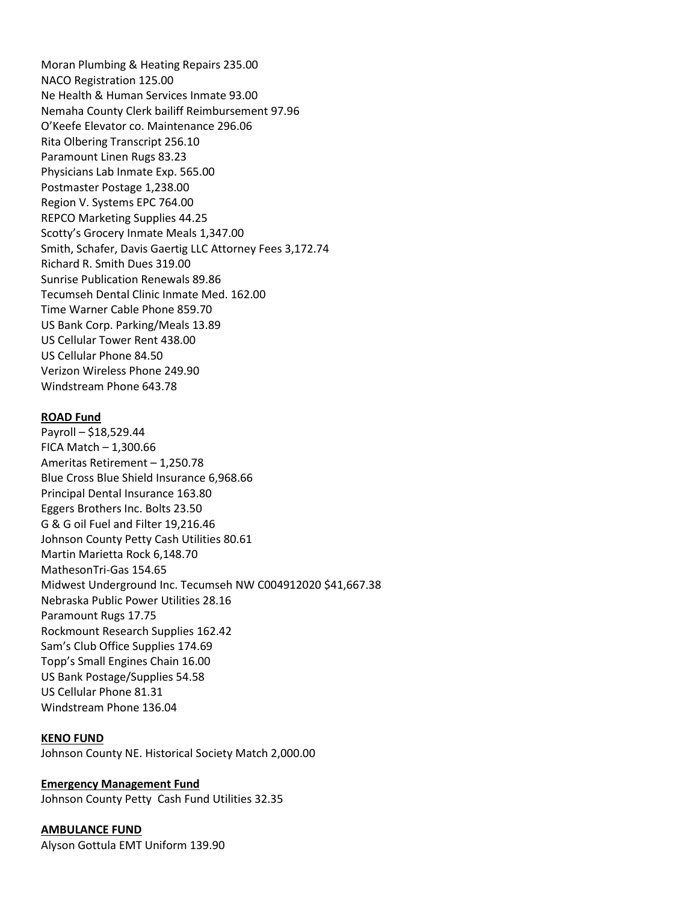Moran Plumbing & Heating Repairs 235.00
NACO Registration 125.00
Ne Health & Human Services Inmate 93.00
Nemaha County Clerk bailiff Reimbursement 97.96
O'Keefe Elevator co. Maintenance 296.06
Rita Olbering Transcript 256.10
Paramount Linen Rugs 83.23
Physicians Lab Inmate Exp. 565.00
Postmaster Postage 1,238.00
Region V. Systems EPC 764.00
REPCO Marketing Supplies 44.25
Scotty's Grocery Inmate Meals 1,347.00
Smith, Schafer, Davis Gaertig LLC Attorney Fees 3,172.74
Richard R. Smith Dues 319.00
Sunrise Publication Renewals 89.86
Tecumseh Dental Clinic Inmate Med. 162.00
Time Warner Cable Phone 859.70
US Bank Corp. Parking/Meals 13.89
US Cellular Tower Rent 438.00
US Cellular Phone 84.50
Verizon Wireless Phone 249.90
Windstream Phone 643.78

**ROAD Fund**

Payroll – $18,529.44
FICA Match – 1,300.66
Ameritas Retirement – 1,250.78
Blue Cross Blue Shield Insurance 6,968.66
Principal Dental Insurance 163.80
Eggers Brothers Inc. Bolts 23.50
G & G oil Fuel and Filter 19,216.46
Johnson County Petty Cash Utilities 80.61
Martin Marietta Rock 6,148.70
MathesonTri-Gas 154.65
Midwest Underground Inc. Tecumseh NW C004912020 $41,667.38
Nebraska Public Power Utilities 28.16
Paramount Rugs 17.75
Rockmount Research Supplies 162.42
Sam's Club Office Supplies 174.69
Topp's Small Engines Chain 16.00
US Bank Postage/Supplies 54.58
US Cellular Phone 81.31
Windstream Phone 136.04

**KENO FUND**

Johnson County NE. Historical Society Match 2,000.00

**Emergency Management Fund**

Johnson County Petty Cash Fund Utilities 32.35

**AMBULANCE FUND**

Alyson Gottula EMT Uniform 139.90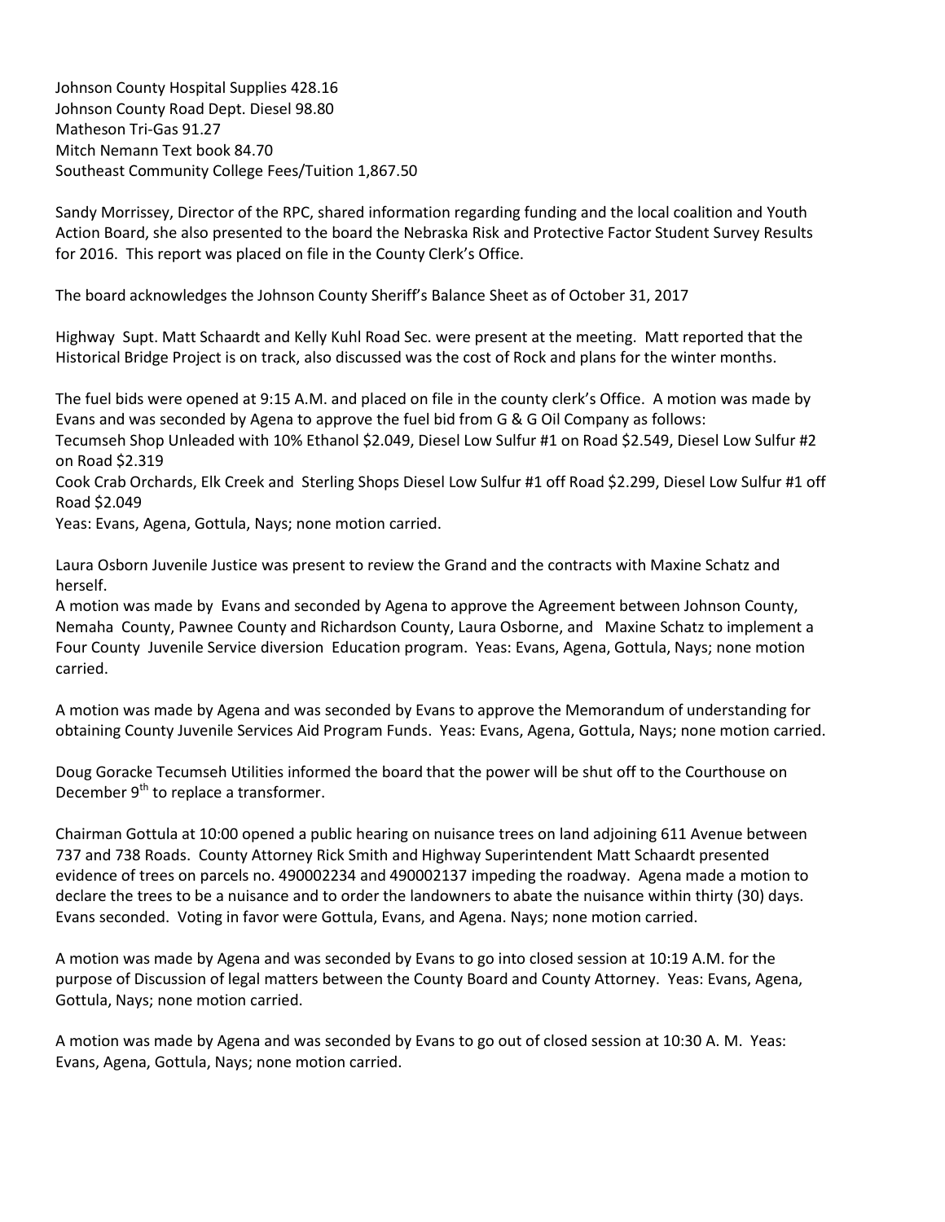Johnson County Hospital Supplies 428.16
Johnson County Road Dept. Diesel 98.80
Matheson Tri-Gas 91.27
Mitch Nemann Text book 84.70
Southeast Community College Fees/Tuition 1,867.50

Sandy Morrissey, Director of the RPC, shared information regarding funding and the local coalition and Youth Action Board, she also presented to the board the Nebraska Risk and Protective Factor Student Survey Results for 2016. This report was placed on file in the County Clerk's Office.

The board acknowledges the Johnson County Sheriff's Balance Sheet as of October 31, 2017

Highway Supt. Matt Schaardt and Kelly Kuhl Road Sec. were present at the meeting. Matt reported that the Historical Bridge Project is on track, also discussed was the cost of Rock and plans for the winter months.

The fuel bids were opened at 9:15 A.M. and placed on file in the county clerk's Office. A motion was made by Evans and was seconded by Agena to approve the fuel bid from G & G Oil Company as follows:
Tecumseh Shop Unleaded with 10% Ethanol $2.049, Diesel Low Sulfur #1 on Road $2.549, Diesel Low Sulfur #2 on Road $2.319
Cook Crab Orchards, Elk Creek and Sterling Shops Diesel Low Sulfur #1 off Road $2.299, Diesel Low Sulfur #1 off Road $2.049
Yeas: Evans, Agena, Gottula, Nays; none motion carried.

Laura Osborn Juvenile Justice was present to review the Grand and the contracts with Maxine Schatz and herself.
A motion was made by Evans and seconded by Agena to approve the Agreement between Johnson County, Nemaha County, Pawnee County and Richardson County, Laura Osborne, and Maxine Schatz to implement a Four County Juvenile Service diversion Education program. Yeas: Evans, Agena, Gottula, Nays; none motion carried.

A motion was made by Agena and was seconded by Evans to approve the Memorandum of understanding for obtaining County Juvenile Services Aid Program Funds. Yeas: Evans, Agena, Gottula, Nays; none motion carried.

Doug Goracke Tecumseh Utilities informed the board that the power will be shut off to the Courthouse on December 9th to replace a transformer.

Chairman Gottula at 10:00 opened a public hearing on nuisance trees on land adjoining 611 Avenue between 737 and 738 Roads. County Attorney Rick Smith and Highway Superintendent Matt Schaardt presented evidence of trees on parcels no. 490002234 and 490002137 impeding the roadway. Agena made a motion to declare the trees to be a nuisance and to order the landowners to abate the nuisance within thirty (30) days. Evans seconded. Voting in favor were Gottula, Evans, and Agena. Nays; none motion carried.

A motion was made by Agena and was seconded by Evans to go into closed session at 10:19 A.M. for the purpose of Discussion of legal matters between the County Board and County Attorney. Yeas: Evans, Agena, Gottula, Nays; none motion carried.

A motion was made by Agena and was seconded by Evans to go out of closed session at 10:30 A. M. Yeas: Evans, Agena, Gottula, Nays; none motion carried.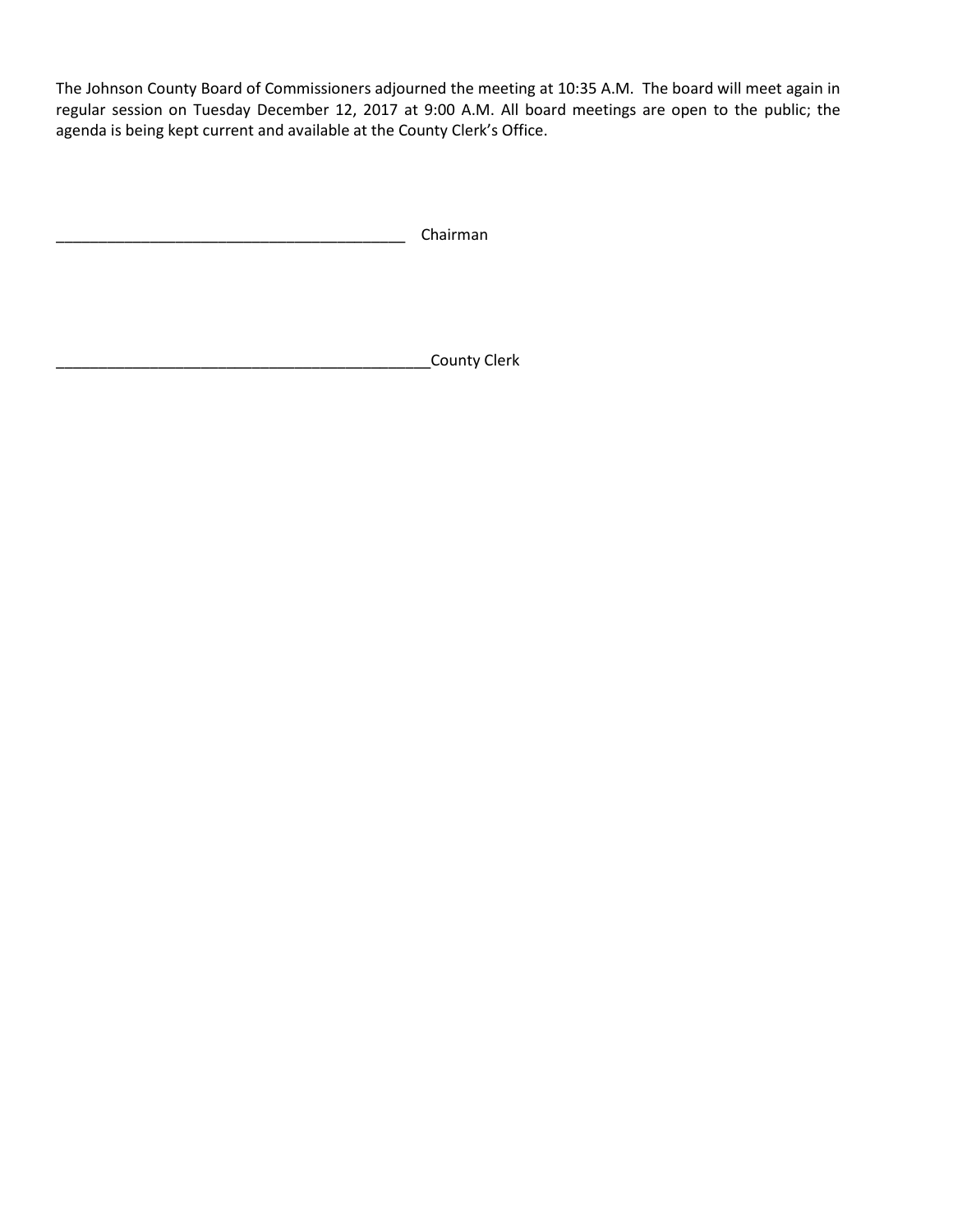The Johnson County Board of Commissioners adjourned the meeting at 10:35 A.M. The board will meet again in regular session on Tuesday December 12, 2017 at 9:00 A.M. All board meetings are open to the public; the agenda is being kept current and available at the County Clerk's Office.

__________________________________________ Chairman

______________________________________________County Clerk